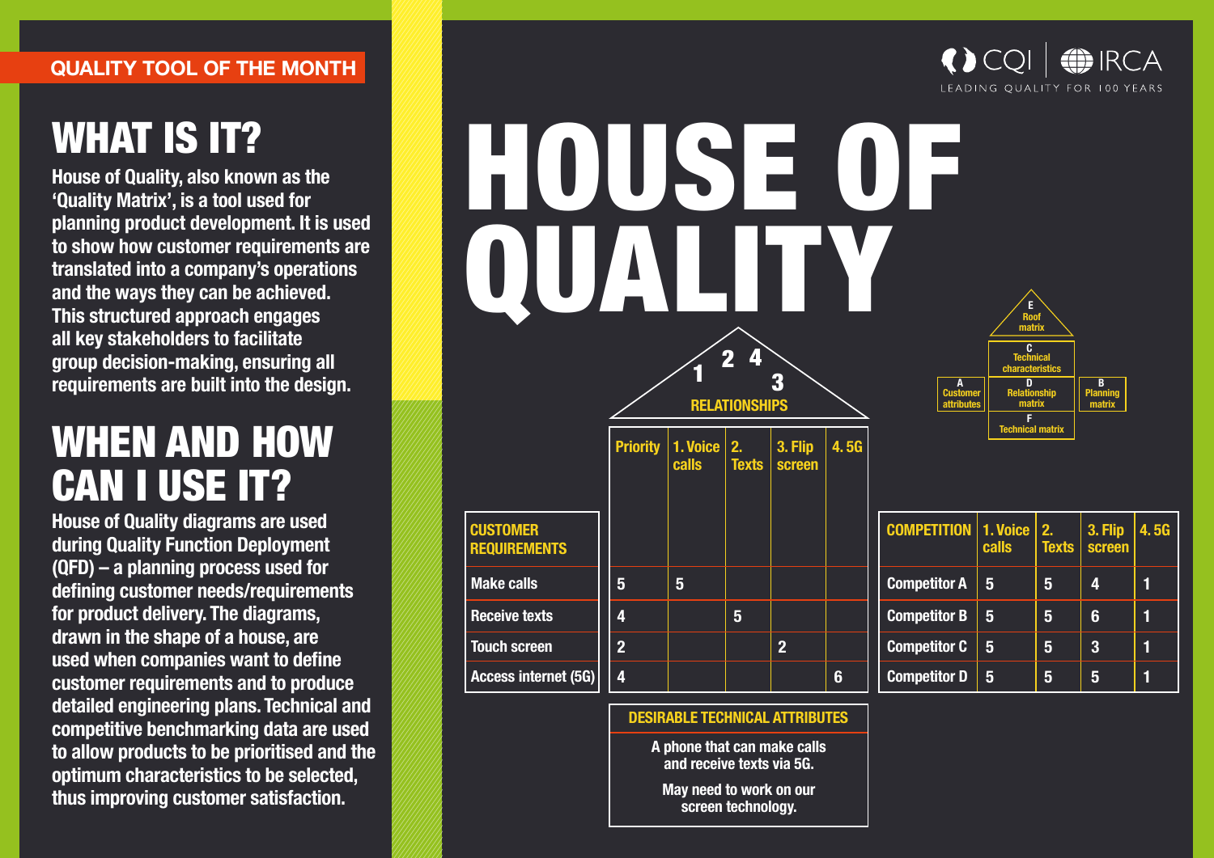QUALITY TOOL OF THE MONTH

## WHAT IS IT?

House of Quality, also known as the 'Quality Matrix', is a tool used for planning product development. It is used to show how customer requirements are translated into a company's operations and the ways they can be achieved. This structured approach engages all key stakeholders to facilitate group decision-making, ensuring all requirements are built into the design.

## WHEN AND HOW CAN I USE IT?

House of Quality diagrams are used during Quality Function Deployment (QFD) – a planning process used for defining customer needs/requirements for product delivery. The diagrams, drawn in the shape of a house, are used when companies want to define customer requirements and to produce detailed engineering plans. Technical and competitive benchmarking data are used to allow products to be prioritised and the optimum characteristics to be selected, thus improving customer satisfaction.

# HOUSE OF QUALITY

E Roof matrix

C Technical characteristics

A Customer attributes | D Relationship matrix | B Planning matrix

F Technical matrix

RELATIONSHIPS: 1 2 4 3

| CUSTOMER REQUIREMENTS | Priority | 1. Voice calls | 2. Texts | 3. Flip screen | 4. 5G |
|---|---|---|---|---|---|
| Make calls | 5 | 5 | | | |
| Receive texts | 4 | | 5 | | |
| Touch screen | 2 | | | 2 | |
| Access internet (5G) | 4 | | | | 6 |

| COMPETITION | 1. Voice calls | 2. Texts | 3. Flip screen | 4. 5G |
|---|---|---|---|---|
| Competitor A | 5 | 5 | 4 | 1 |
| Competitor B | 5 | 5 | 6 | 1 |
| Competitor C | 5 | 5 | 3 | 1 |
| Competitor D | 5 | 5 | 5 | 1 |

**DESIRABLE TECHNICAL ATTRIBUTES**

A phone that can make calls and receive texts via 5G.

May need to work on our screen technology.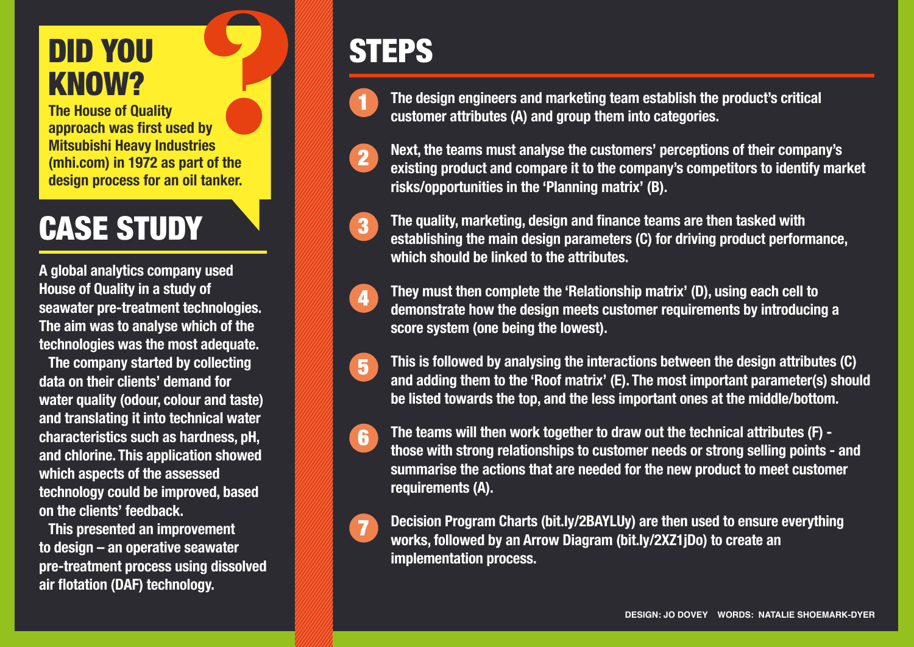## DID YOU KNOW?

**The House of Quality approach was first used by Mitsubishi Heavy Industries (mhi.com) in 1972 as part of the design process for an oil tanker.**

## CASE STUDY

A global analytics company used House of Quality in a study of seawater pre-treatment technologies. The aim was to analyse which of the technologies was the most adequate.

The company started by collecting data on their clients' demand for water quality (odour, colour and taste) and translating it into technical water characteristics such as hardness, pH, and chlorine. This application showed which aspects of the assessed technology could be improved, based on the clients' feedback.

This presented an improvement to design – an operative seawater pre-treatment process using dissolved air flotation (DAF) technology.

## STEPS

1. The design engineers and marketing team establish the product's critical customer attributes (A) and group them into categories.
2. Next, the teams must analyse the customers' perceptions of their company's existing product and compare it to the company's competitors to identify market risks/opportunities in the 'Planning matrix' (B).
3. The quality, marketing, design and finance teams are then tasked with establishing the main design parameters (C) for driving product performance, which should be linked to the attributes.
4. They must then complete the 'Relationship matrix' (D), using each cell to demonstrate how the design meets customer requirements by introducing a score system (one being the lowest).
5. This is followed by analysing the interactions between the design attributes (C) and adding them to the 'Roof matrix' (E). The most important parameter(s) should be listed towards the top, and the less important ones at the middle/bottom.
6. The teams will then work together to draw out the technical attributes (F) - those with strong relationships to customer needs or strong selling points - and summarise the actions that are needed for the new product to meet customer requirements (A).
7. Decision Program Charts (bit.ly/2BAYLUy) are then used to ensure everything works, followed by an Arrow Diagram (bit.ly/2XZ1jDo) to create an implementation process.

DESIGN: JO DOVEY WORDS: NATALIE SHOEMARK-DYER